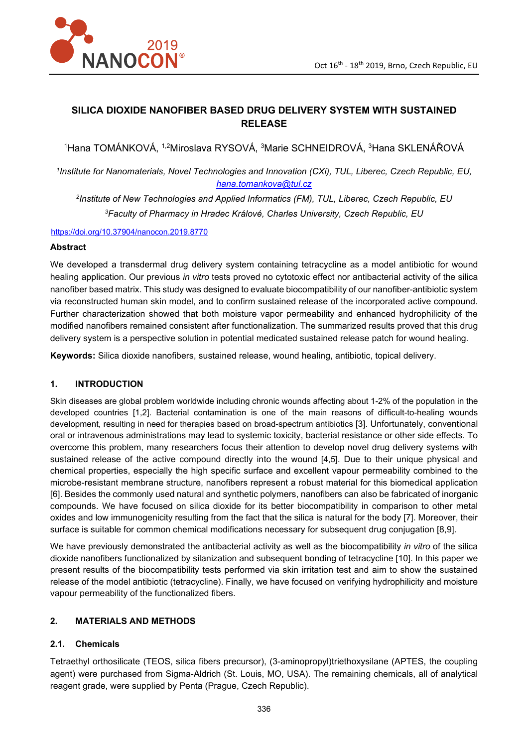# SILICA DIOXIDE NANOFIBER BASED DRUG DELIVERY SYSTEM WITH SUSTAINED RELEASE

[1]Hana TOMÁNKOVÁ, [1,2]Miroslava RYSOVÁ, [3]Marie SCHNEIDROVÁ, [3]Hana SKLENÁŘOVÁ

[1]*Institute for Nanomaterials, Novel Technologies and Innovation (CXi), TUL, Liberec, Czech Republic, EU,* *hana.tomankova@tul.cz*

[2]*Institute of New Technologies and Applied Informatics (FM), TUL, Liberec, Czech Republic, EU*

[3]*Faculty of Pharmacy in Hradec Králové, Charles University, Czech Republic, EU*

https://doi.org/10.37904/nanocon.2019.8770

## Abstract

We developed a transdermal drug delivery system containing tetracycline as a model antibiotic for wound healing application. Our previous *in vitro* tests proved no cytotoxic effect nor antibacterial activity of the silica nanofiber based matrix. This study was designed to evaluate biocompatibility of our nanofiber-antibiotic system via reconstructed human skin model, and to confirm sustained release of the incorporated active compound. Further characterization showed that both moisture vapor permeability and enhanced hydrophilicity of the modified nanofibers remained consistent after functionalization. The summarized results proved that this drug delivery system is a perspective solution in potential medicated sustained release patch for wound healing.

**Keywords:** Silica dioxide nanofibers, sustained release, wound healing, antibiotic, topical delivery.

## 1. INTRODUCTION

Skin diseases are global problem worldwide including chronic wounds affecting about 1-2% of the population in the developed countries [1,2]. Bacterial contamination is one of the main reasons of difficult-to-healing wounds development, resulting in need for therapies based on broad-spectrum antibiotics [3]. Unfortunately, conventional oral or intravenous administrations may lead to systemic toxicity, bacterial resistance or other side effects. To overcome this problem, many researchers focus their attention to develop novel drug delivery systems with sustained release of the active compound directly into the wound [4,5]. Due to their unique physical and chemical properties, especially the high specific surface and excellent vapour permeability combined to the microbe-resistant membrane structure, nanofibers represent a robust material for this biomedical application [6]. Besides the commonly used natural and synthetic polymers, nanofibers can also be fabricated of inorganic compounds. We have focused on silica dioxide for its better biocompatibility in comparison to other metal oxides and low immunogenicity resulting from the fact that the silica is natural for the body [7]. Moreover, their surface is suitable for common chemical modifications necessary for subsequent drug conjugation [8,9].

We have previously demonstrated the antibacterial activity as well as the biocompatibility *in vitro* of the silica dioxide nanofibers functionalized by silanization and subsequent bonding of tetracycline [10]. In this paper we present results of the biocompatibility tests performed via skin irritation test and aim to show the sustained release of the model antibiotic (tetracycline). Finally, we have focused on verifying hydrophilicity and moisture vapour permeability of the functionalized fibers.

## 2. MATERIALS AND METHODS

### 2.1. Chemicals

Tetraethyl orthosilicate (TEOS, silica fibers precursor), (3-aminopropyl)triethoxysilane (APTES, the coupling agent) were purchased from Sigma-Aldrich (St. Louis, MO, USA). The remaining chemicals, all of analytical reagent grade, were supplied by Penta (Prague, Czech Republic).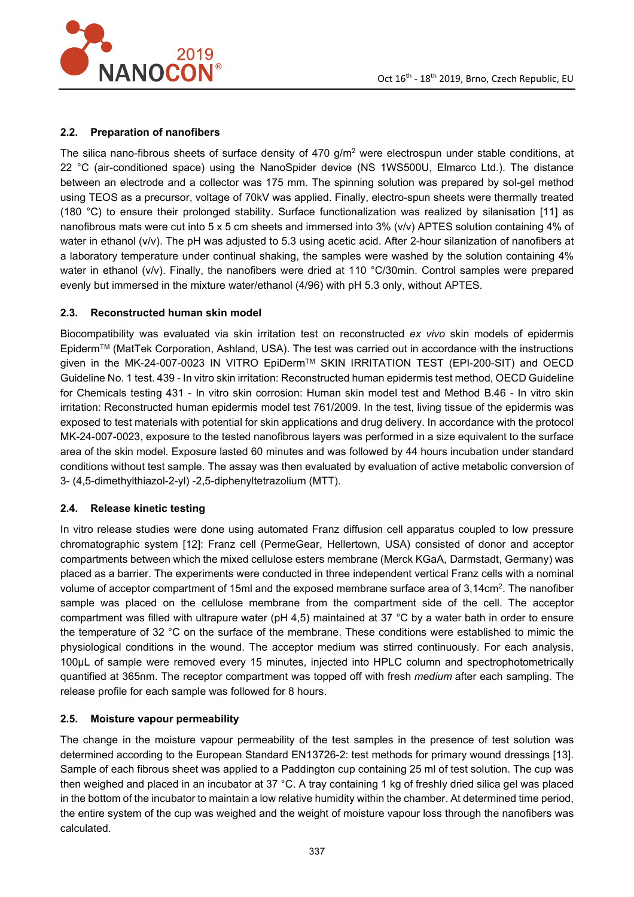### 2.2. Preparation of nanofibers

The silica nano-fibrous sheets of surface density of 470 g/m$^2$ were electrospun under stable conditions, at 22 °C (air-conditioned space) using the NanoSpider device (NS 1WS500U, Elmarco Ltd.). The distance between an electrode and a collector was 175 mm. The spinning solution was prepared by sol-gel method using TEOS as a precursor, voltage of 70kV was applied. Finally, electro-spun sheets were thermally treated (180 °C) to ensure their prolonged stability. Surface functionalization was realized by silanisation [11] as nanofibrous mats were cut into 5 x 5 cm sheets and immersed into 3% (v/v) APTES solution containing 4% of water in ethanol (v/v). The pH was adjusted to 5.3 using acetic acid. After 2-hour silanization of nanofibers at a laboratory temperature under continual shaking, the samples were washed by the solution containing 4% water in ethanol (v/v). Finally, the nanofibers were dried at 110 °C/30min. Control samples were prepared evenly but immersed in the mixture water/ethanol (4/96) with pH 5.3 only, without APTES.

### 2.3. Reconstructed human skin model

Biocompatibility was evaluated via skin irritation test on reconstructed *ex vivo* skin models of epidermis Epiderm™ (MatTek Corporation, Ashland, USA). The test was carried out in accordance with the instructions given in the MK-24-007-0023 IN VITRO EpiDerm™ SKIN IRRITATION TEST (EPI-200-SIT) and OECD Guideline No. 1 test. 439 - In vitro skin irritation: Reconstructed human epidermis test method, OECD Guideline for Chemicals testing 431 - In vitro skin corrosion: Human skin model test and Method B.46 - In vitro skin irritation: Reconstructed human epidermis model test 761/2009. In the test, living tissue of the epidermis was exposed to test materials with potential for skin applications and drug delivery. In accordance with the protocol MK-24-007-0023, exposure to the tested nanofibrous layers was performed in a size equivalent to the surface area of the skin model. Exposure lasted 60 minutes and was followed by 44 hours incubation under standard conditions without test sample. The assay was then evaluated by evaluation of active metabolic conversion of 3- (4,5-dimethylthiazol-2-yl) -2,5-diphenyltetrazolium (MTT).

### 2.4. Release kinetic testing

In vitro release studies were done using automated Franz diffusion cell apparatus coupled to low pressure chromatographic system [12]: Franz cell (PermeGear, Hellertown, USA) consisted of donor and acceptor compartments between which the mixed cellulose esters membrane (Merck KGaA, Darmstadt, Germany) was placed as a barrier. The experiments were conducted in three independent vertical Franz cells with a nominal volume of acceptor compartment of 15ml and the exposed membrane surface area of 3,14cm$^2$. The nanofiber sample was placed on the cellulose membrane from the compartment side of the cell. The acceptor compartment was filled with ultrapure water (pH 4,5) maintained at 37 °C by a water bath in order to ensure the temperature of 32 °C on the surface of the membrane. These conditions were established to mimic the physiological conditions in the wound. The acceptor medium was stirred continuously. For each analysis, 100µL of sample were removed every 15 minutes, injected into HPLC column and spectrophotometrically quantified at 365nm. The receptor compartment was topped off with fresh *medium* after each sampling. The release profile for each sample was followed for 8 hours.

### 2.5. Moisture vapour permeability

The change in the moisture vapour permeability of the test samples in the presence of test solution was determined according to the European Standard EN13726-2: test methods for primary wound dressings [13]. Sample of each fibrous sheet was applied to a Paddington cup containing 25 ml of test solution. The cup was then weighed and placed in an incubator at 37 °C. A tray containing 1 kg of freshly dried silica gel was placed in the bottom of the incubator to maintain a low relative humidity within the chamber. At determined time period, the entire system of the cup was weighed and the weight of moisture vapour loss through the nanofibers was calculated.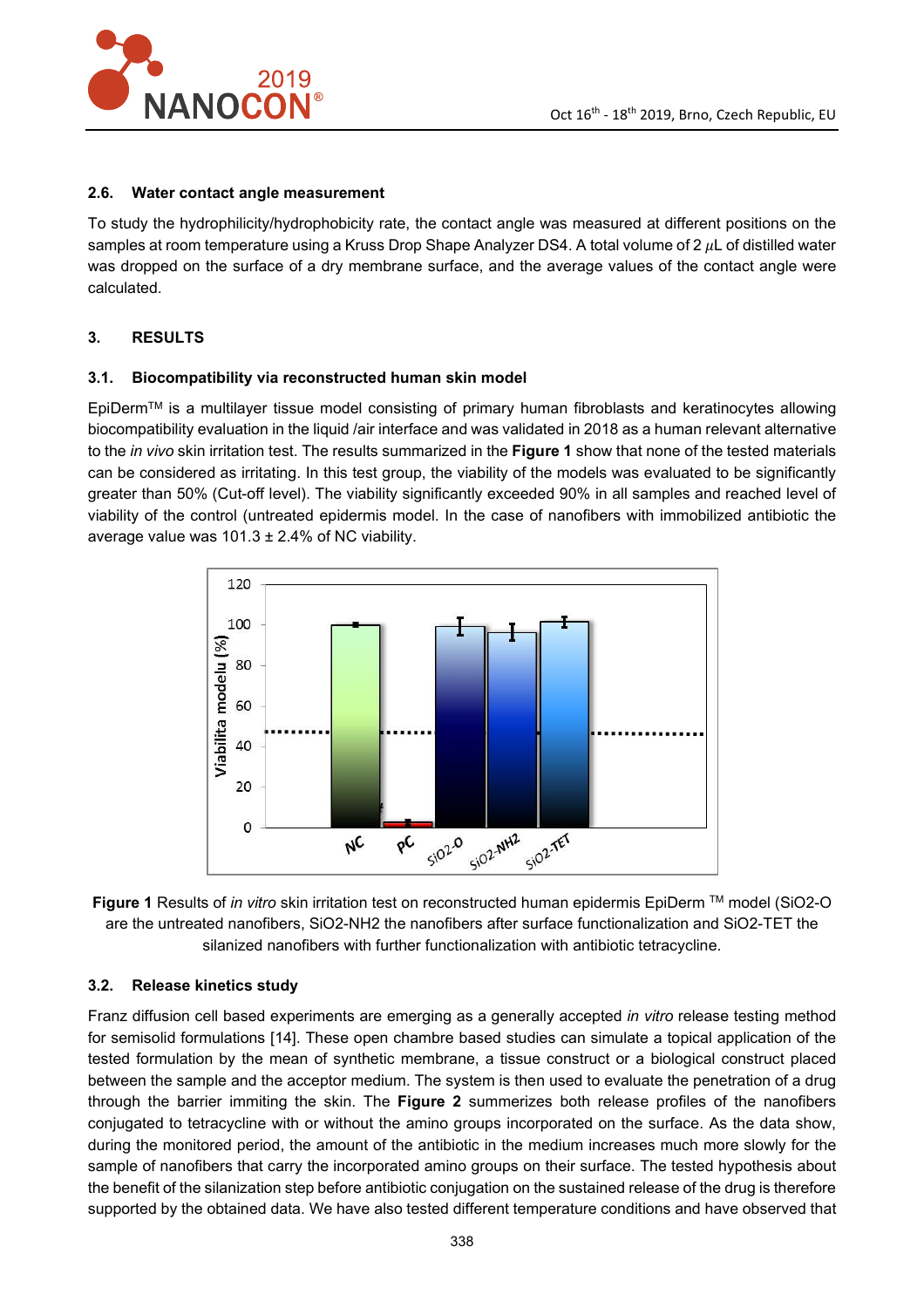### 2.6. Water contact angle measurement

To study the hydrophilicity/hydrophobicity rate, the contact angle was measured at different positions on the samples at room temperature using a Kruss Drop Shape Analyzer DS4. A total volume of 2 $\mu$L of distilled water was dropped on the surface of a dry membrane surface, and the average values of the contact angle were calculated.

## 3. RESULTS

### 3.1. Biocompatibility via reconstructed human skin model

EpiDerm[TM] is a multilayer tissue model consisting of primary human fibroblasts and keratinocytes allowing biocompatibility evaluation in the liquid /air interface and was validated in 2018 as a human relevant alternative to the *in vivo* skin irritation test. The results summarized in the **Figure 1** show that none of the tested materials can be considered as irritating. In this test group, the viability of the models was evaluated to be significantly greater than 50% (Cut-off level). The viability significantly exceeded 90% in all samples and reached level of viability of the control (untreated epidermis model. In the case of nanofibers with immobilized antibiotic the average value was 101.3 ± 2.4% of NC viability.

**Figure 1** Results of *in vitro* skin irritation test on reconstructed human epidermis EpiDerm [TM] model (SiO2-O are the untreated nanofibers, SiO2-NH2 the nanofibers after surface functionalization and SiO2-TET the silanized nanofibers with further functionalization with antibiotic tetracycline.

### 3.2. Release kinetics study

Franz diffusion cell based experiments are emerging as a generally accepted *in vitro* release testing method for semisolid formulations [14]. These open chambre based studies can simulate a topical application of the tested formulation by the mean of synthetic membrane, a tissue construct or a biological construct placed between the sample and the acceptor medium. The system is then used to evaluate the penetration of a drug through the barrier immiting the skin. The **Figure 2** summerizes both release profiles of the nanofibers conjugated to tetracycline with or without the amino groups incorporated on the surface. As the data show, during the monitored period, the amount of the antibiotic in the medium increases much more slowly for the sample of nanofibers that carry the incorporated amino groups on their surface. The tested hypothesis about the benefit of the silanization step before antibiotic conjugation on the sustained release of the drug is therefore supported by the obtained data. We have also tested different temperature conditions and have observed that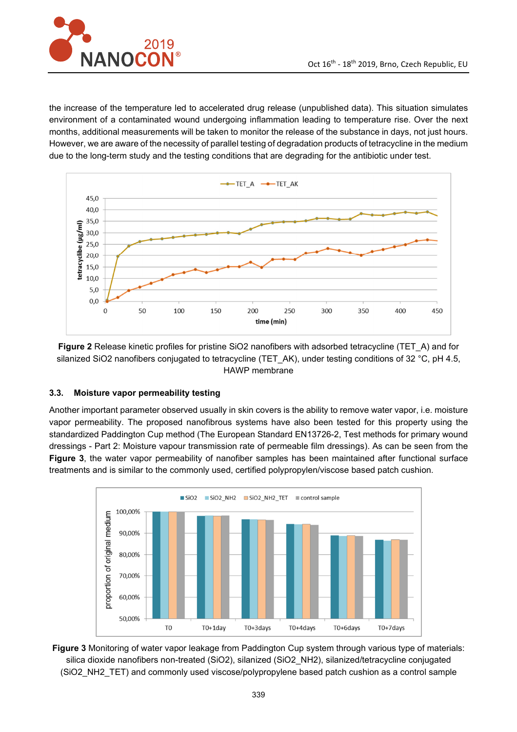the increase of the temperature led to accelerated drug release (unpublished data). This situation simulates environment of a contaminated wound undergoing inflammation leading to temperature rise. Over the next months, additional measurements will be taken to monitor the release of the substance in days, not just hours. However, we are aware of the necessity of parallel testing of degradation products of tetracycline in the medium due to the long-term study and the testing conditions that are degrading for the antibiotic under test.

**Figure 2** Release kinetic profiles for pristine SiO2 nanofibers with adsorbed tetracycline (TET_A) and for silanized SiO2 nanofibers conjugated to tetracycline (TET_AK), under testing conditions of 32 °C, pH 4.5, HAWP membrane

### 3.3. Moisture vapor permeability testing

Another important parameter observed usually in skin covers is the ability to remove water vapor, i.e. moisture vapor permeability. The proposed nanofibrous systems have also been tested for this property using the standardized Paddington Cup method (The European Standard EN13726-2, Test methods for primary wound dressings - Part 2: Moisture vapour transmission rate of permeable film dressings). As can be seen from the **Figure 3**, the water vapor permeability of nanofiber samples has been maintained after functional surface treatments and is similar to the commonly used, certified polypropylen/viscose based patch cushion.

**Figure 3** Monitoring of water vapor leakage from Paddington Cup system through various type of materials: silica dioxide nanofibers non-treated (SiO2), silanized (SiO2_NH2), silanized/tetracycline conjugated (SiO2_NH2_TET) and commonly used viscose/polypropylene based patch cushion as a control sample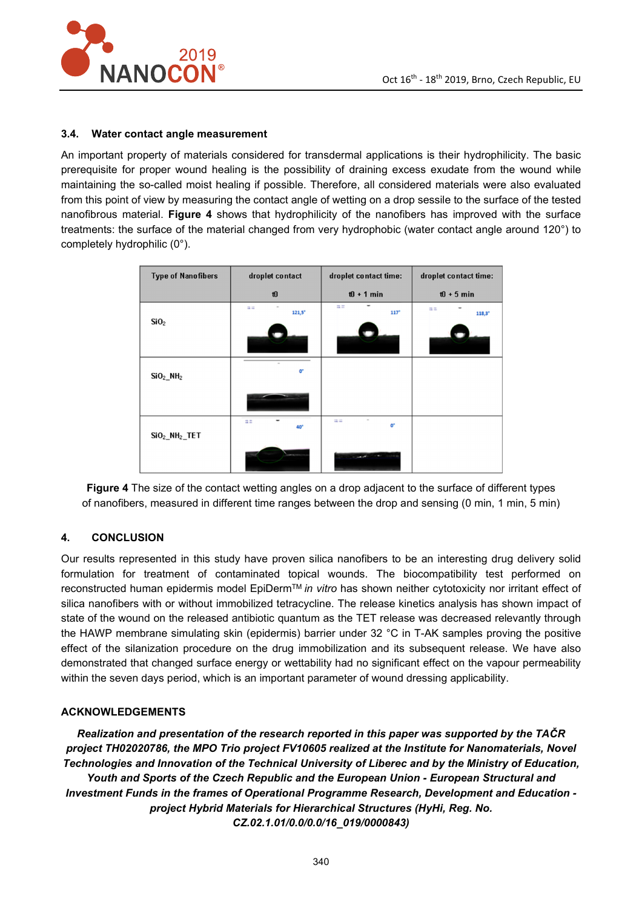### 3.4. Water contact angle measurement

An important property of materials considered for transdermal applications is their hydrophilicity. The basic prerequisite for proper wound healing is the possibility of draining excess exudate from the wound while maintaining the so-called moist healing if possible. Therefore, all considered materials were also evaluated from this point of view by measuring the contact angle of wetting on a drop sessile to the surface of the tested nanofibrous material. **Figure 4** shows that hydrophilicity of the nanofibers has improved with the surface treatments: the surface of the material changed from very hydrophobic (water contact angle around 120°) to completely hydrophilic (0°).

| Type of Nanofibers | droplet contact t0 | droplet contact time: t0 + 1 min | droplet contact time: t0 + 5 min |
|---|---|---|---|
| $SiO_2$ | 121,5° | 117° | 118,3° |
| $SiO_2\_NH_2$ | 0° | | |
| $SiO_2\_NH_2\_TET$ | 40° | 0° | |

**Figure 4** The size of the contact wetting angles on a drop adjacent to the surface of different types of nanofibers, measured in different time ranges between the drop and sensing (0 min, 1 min, 5 min)

## 4. CONCLUSION

Our results represented in this study have proven silica nanofibers to be an interesting drug delivery solid formulation for treatment of contaminated topical wounds. The biocompatibility test performed on reconstructed human epidermis model EpiDerm™ *in vitro* has shown neither cytotoxicity nor irritant effect of silica nanofibers with or without immobilized tetracycline. The release kinetics analysis has shown impact of state of the wound on the released antibiotic quantum as the TET release was decreased relevantly through the HAWP membrane simulating skin (epidermis) barrier under 32 °C in T-AK samples proving the positive effect of the silanization procedure on the drug immobilization and its subsequent release. We have also demonstrated that changed surface energy or wettability had no significant effect on the vapour permeability within the seven days period, which is an important parameter of wound dressing applicability.

## ACKNOWLEDGEMENTS

***Realization and presentation of the research reported in this paper was supported by the TAČR project TH02020786, the MPO Trio project FV10605 realized at the Institute for Nanomaterials, Novel Technologies and Innovation of the Technical University of Liberec and by the Ministry of Education, Youth and Sports of the Czech Republic and the European Union - European Structural and Investment Funds in the frames of Operational Programme Research, Development and Education - project Hybrid Materials for Hierarchical Structures (HyHi, Reg. No. CZ.02.1.01/0.0/0.0/16_019/0000843)***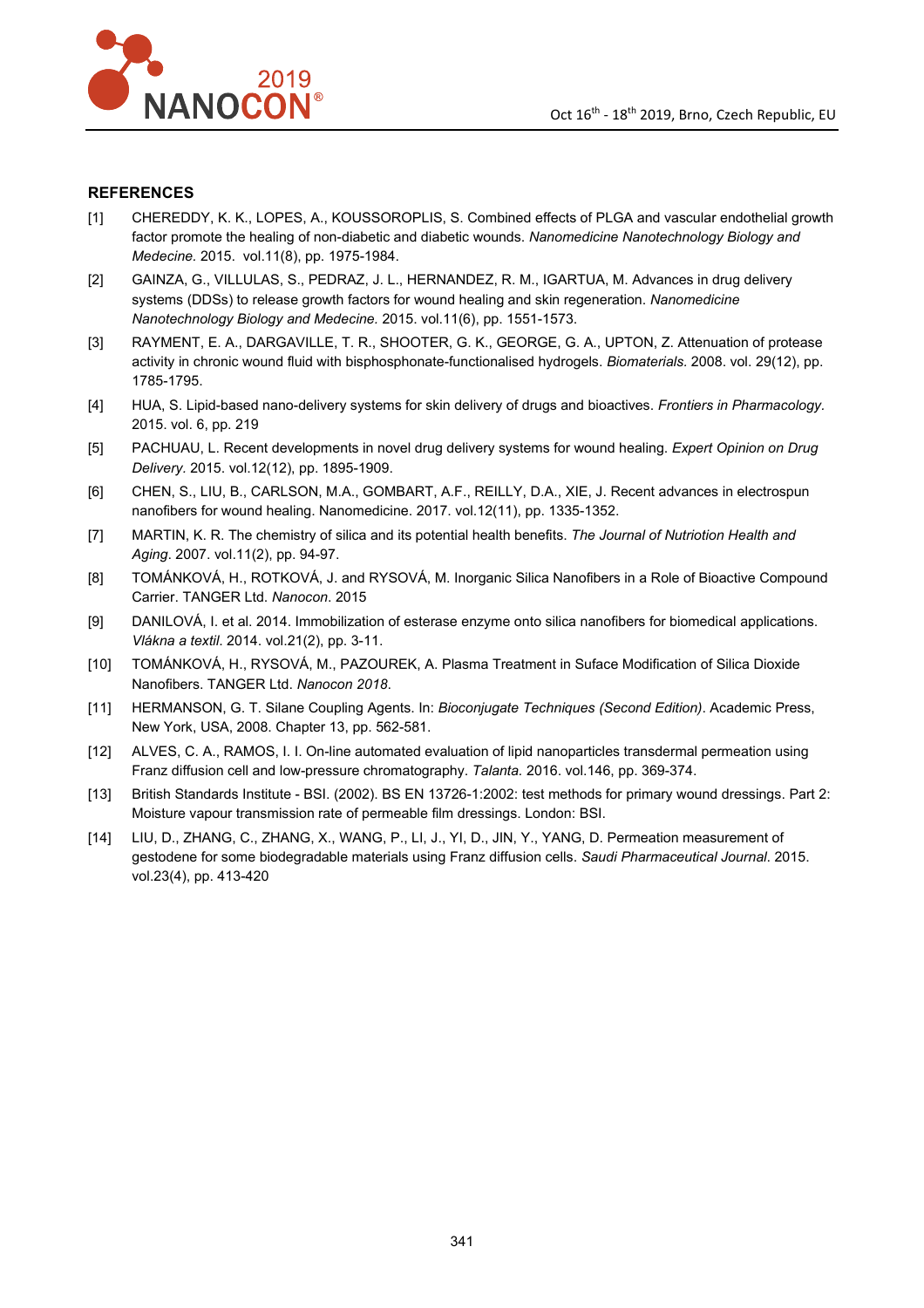## REFERENCES

[1] CHEREDDY, K. K., LOPES, A., KOUSSOROPLIS, S. Combined effects of PLGA and vascular endothelial growth factor promote the healing of non-diabetic and diabetic wounds. *Nanomedicine Nanotechnology Biology and Medecine.* 2015. vol.11(8), pp. 1975-1984.

[2] GAINZA, G., VILLULAS, S., PEDRAZ, J. L., HERNANDEZ, R. M., IGARTUA, M. Advances in drug delivery systems (DDSs) to release growth factors for wound healing and skin regeneration. *Nanomedicine Nanotechnology Biology and Medecine.* 2015. vol.11(6), pp. 1551-1573.

[3] RAYMENT, E. A., DARGAVILLE, T. R., SHOOTER, G. K., GEORGE, G. A., UPTON, Z. Attenuation of protease activity in chronic wound fluid with bisphosphonate-functionalised hydrogels. *Biomaterials.* 2008. vol. 29(12), pp. 1785-1795.

[4] HUA, S. Lipid-based nano-delivery systems for skin delivery of drugs and bioactives. *Frontiers in Pharmacology*. 2015. vol. 6, pp. 219

[5] PACHUAU, L. Recent developments in novel drug delivery systems for wound healing. *Expert Opinion on Drug Delivery.* 2015. vol.12(12), pp. 1895-1909.

[6] CHEN, S., LIU, B., CARLSON, M.A., GOMBART, A.F., REILLY, D.A., XIE, J. Recent advances in electrospun nanofibers for wound healing. Nanomedicine. 2017. vol.12(11), pp. 1335-1352.

[7] MARTIN, K. R. The chemistry of silica and its potential health benefits. *The Journal of Nutriotion Health and Aging*. 2007. vol.11(2), pp. 94-97.

[8] TOMÁNKOVÁ, H., ROTKOVÁ, J. and RYSOVÁ, M. Inorganic Silica Nanofibers in a Role of Bioactive Compound Carrier. TANGER Ltd. *Nanocon*. 2015

[9] DANILOVÁ, I. et al. 2014. Immobilization of esterase enzyme onto silica nanofibers for biomedical applications. *Vlákna a textil*. 2014. vol.21(2), pp. 3-11.

[10] TOMÁNKOVÁ, H., RYSOVÁ, M., PAZOUREK, A. Plasma Treatment in Suface Modification of Silica Dioxide Nanofibers. TANGER Ltd. *Nanocon 2018.*

[11] HERMANSON, G. T. Silane Coupling Agents. In: *Bioconjugate Techniques (Second Edition)*. Academic Press, New York, USA, 2008. Chapter 13, pp. 562-581.

[12] ALVES, C. A., RAMOS, I. I. On-line automated evaluation of lipid nanoparticles transdermal permeation using Franz diffusion cell and low-pressure chromatography. *Talanta.* 2016. vol.146, pp. 369-374.

[13] British Standards Institute - BSI. (2002). BS EN 13726-1:2002: test methods for primary wound dressings. Part 2: Moisture vapour transmission rate of permeable film dressings. London: BSI.

[14] LIU, D., ZHANG, C., ZHANG, X., WANG, P., LI, J., YI, D., JIN, Y., YANG, D. Permeation measurement of gestodene for some biodegradable materials using Franz diffusion cells. *Saudi Pharmaceutical Journal*. 2015. vol.23(4), pp. 413-420